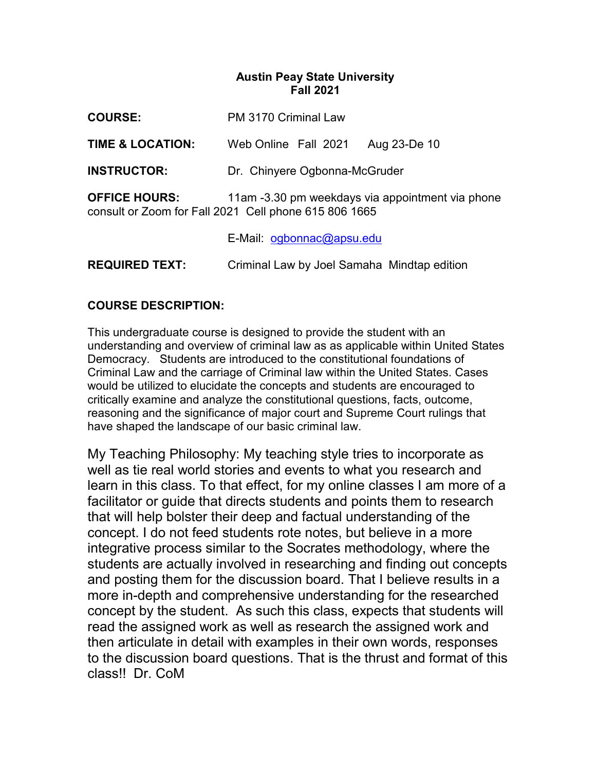**Austin Peay State University**
**Fall 2021**

**COURSE:** PM 3170 Criminal Law

**TIME & LOCATION:** Web Online Fall 2021 Aug 23-De 10

**INSTRUCTOR:** Dr. Chinyere Ogbonna-McGruder

**OFFICE HOURS:** 11am -3.30 pm weekdays via appointment via phone consult or Zoom for Fall 2021 Cell phone 615 806 1665

E-Mail: ogbonnac@apsu.edu

**REQUIRED TEXT:** Criminal Law by Joel Samaha Mindtap edition

**COURSE DESCRIPTION:**

This undergraduate course is designed to provide the student with an understanding and overview of criminal law as as applicable within United States Democracy. Students are introduced to the constitutional foundations of Criminal Law and the carriage of Criminal law within the United States. Cases would be utilized to elucidate the concepts and students are encouraged to critically examine and analyze the constitutional questions, facts, outcome, reasoning and the significance of major court and Supreme Court rulings that have shaped the landscape of our basic criminal law.

My Teaching Philosophy: My teaching style tries to incorporate as well as tie real world stories and events to what you research and learn in this class. To that effect, for my online classes I am more of a facilitator or guide that directs students and points them to research that will help bolster their deep and factual understanding of the concept. I do not feed students rote notes, but believe in a more integrative process similar to the Socrates methodology, where the students are actually involved in researching and finding out concepts and posting them for the discussion board. That I believe results in a more in-depth and comprehensive understanding for the researched concept by the student. As such this class, expects that students will read the assigned work as well as research the assigned work and then articulate in detail with examples in their own words, responses to the discussion board questions. That is the thrust and format of this class!! Dr. CoM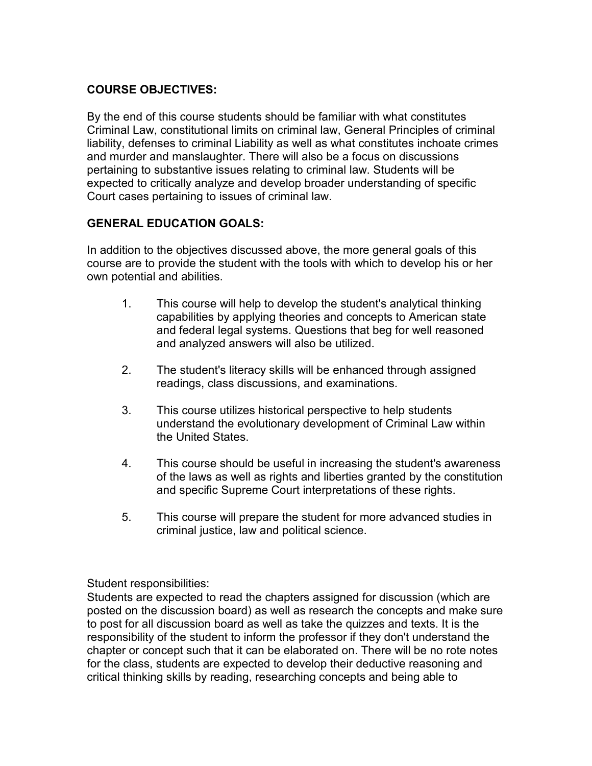**COURSE OBJECTIVES:**

By the end of this course students should be familiar with what constitutes Criminal Law, constitutional limits on criminal law, General Principles of criminal liability, defenses to criminal Liability as well as what constitutes inchoate crimes and murder and manslaughter. There will also be a focus on discussions pertaining to substantive issues relating to criminal law. Students will be expected to critically analyze and develop broader understanding of specific Court cases pertaining to issues of criminal law.

**GENERAL EDUCATION GOALS:**

In addition to the objectives discussed above, the more general goals of this course are to provide the student with the tools with which to develop his or her own potential and abilities.

1. This course will help to develop the student's analytical thinking capabilities by applying theories and concepts to American state and federal legal systems. Questions that beg for well reasoned and analyzed answers will also be utilized.

2. The student's literacy skills will be enhanced through assigned readings, class discussions, and examinations.

3. This course utilizes historical perspective to help students understand the evolutionary development of Criminal Law within the United States.

4. This course should be useful in increasing the student's awareness of the laws as well as rights and liberties granted by the constitution and specific Supreme Court interpretations of these rights.

5. This course will prepare the student for more advanced studies in criminal justice, law and political science.

Student responsibilities:
Students are expected to read the chapters assigned for discussion (which are posted on the discussion board) as well as research the concepts and make sure to post for all discussion board as well as take the quizzes and texts. It is the responsibility of the student to inform the professor if they don't understand the chapter or concept such that it can be elaborated on. There will be no rote notes for the class, students are expected to develop their deductive reasoning and critical thinking skills by reading, researching concepts and being able to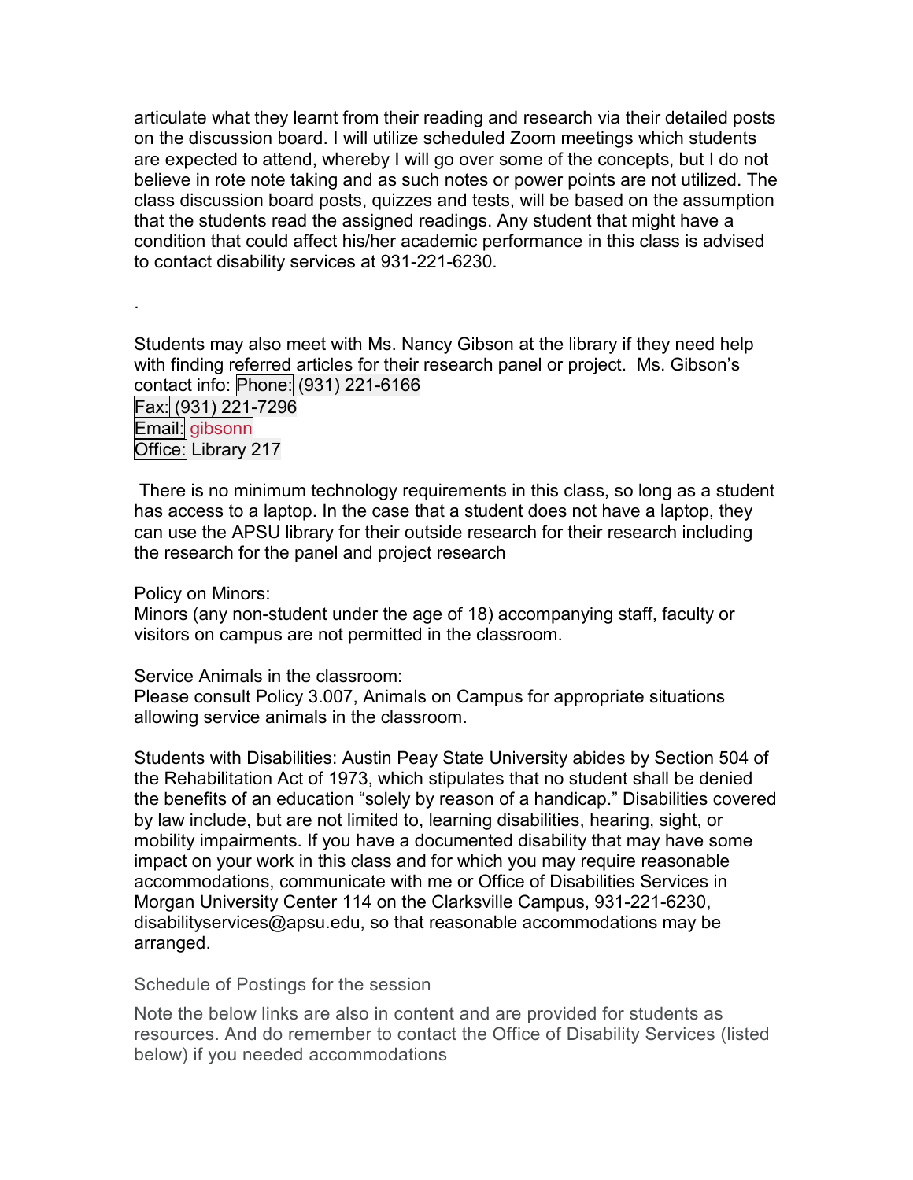articulate what they learnt from their reading and research via their detailed posts on the discussion board. I will utilize scheduled Zoom meetings which students are expected to attend, whereby I will go over some of the concepts, but I do not believe in rote note taking and as such notes or power points are not utilized. The class discussion board posts, quizzes and tests, will be based on the assumption that the students read the assigned readings. Any student that might have a condition that could affect his/her academic performance in this class is advised to contact disability services at 931-221-6230.

.

Students may also meet with Ms. Nancy Gibson at the library if they need help with finding referred articles for their research panel or project. Ms. Gibson's contact info: Phone: (931) 221-6166
Fax: (931) 221-7296
Email: gibsonn
Office: Library 217

There is no minimum technology requirements in this class, so long as a student has access to a laptop. In the case that a student does not have a laptop, they can use the APSU library for their outside research for their research including the research for the panel and project research

Policy on Minors:
Minors (any non-student under the age of 18) accompanying staff, faculty or visitors on campus are not permitted in the classroom.

Service Animals in the classroom:
Please consult Policy 3.007, Animals on Campus for appropriate situations allowing service animals in the classroom.

Students with Disabilities: Austin Peay State University abides by Section 504 of the Rehabilitation Act of 1973, which stipulates that no student shall be denied the benefits of an education "solely by reason of a handicap." Disabilities covered by law include, but are not limited to, learning disabilities, hearing, sight, or mobility impairments. If you have a documented disability that may have some impact on your work in this class and for which you may require reasonable accommodations, communicate with me or Office of Disabilities Services in Morgan University Center 114 on the Clarksville Campus, 931-221-6230, disabilityservices@apsu.edu, so that reasonable accommodations may be arranged.

Schedule of Postings for the session

Note the below links are also in content and are provided for students as resources. And do remember to contact the Office of Disability Services (listed below) if you needed accommodations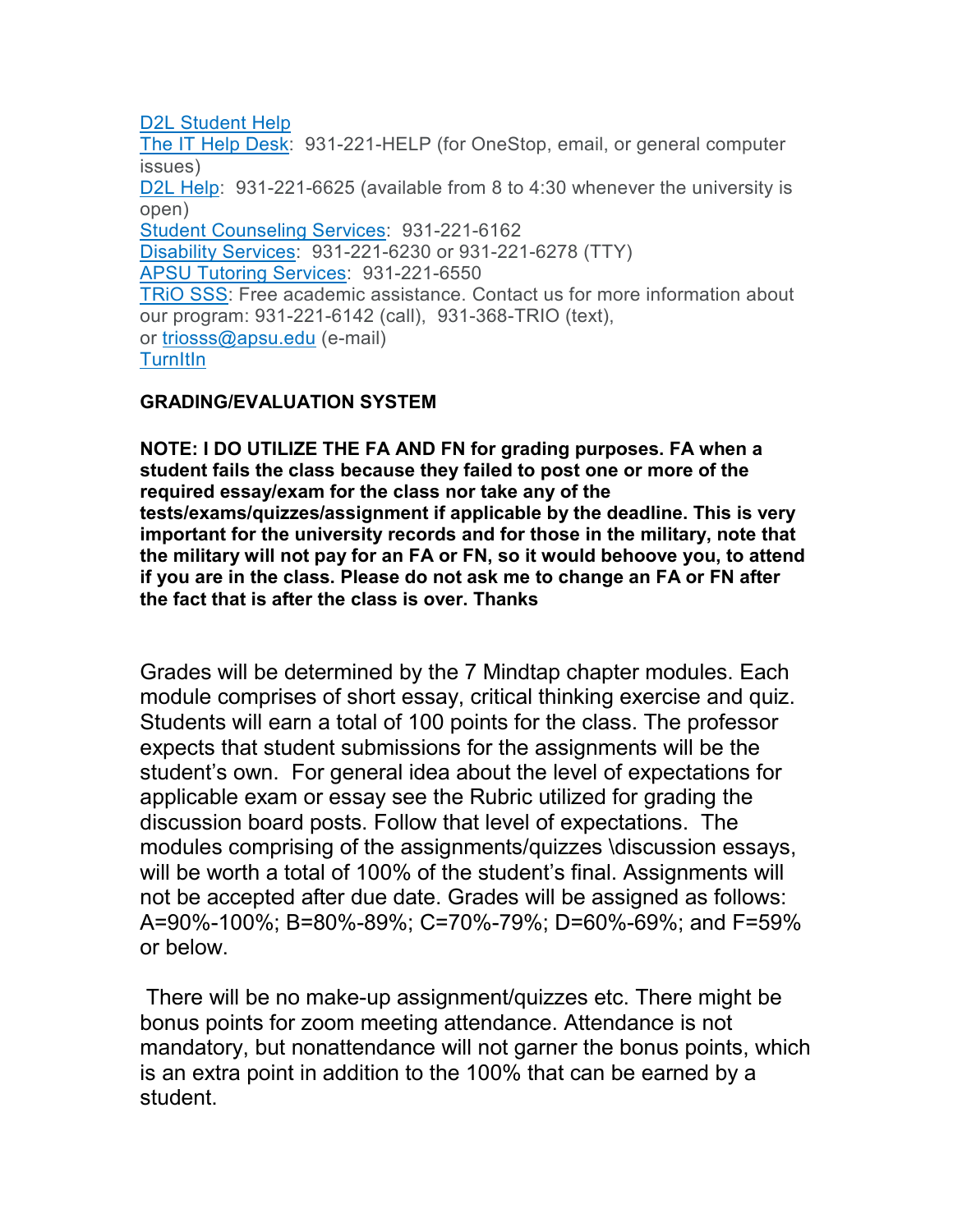[D2L Student Help](#)
[The IT Help Desk](#): 931-221-HELP (for OneStop, email, or general computer issues)
[D2L Help](#): 931-221-6625 (available from 8 to 4:30 whenever the university is open)
[Student Counseling Services](#): 931-221-6162
[Disability Services](#): 931-221-6230 or 931-221-6278 (TTY)
[APSU Tutoring Services](#): 931-221-6550
[TRiO SSS](#): Free academic assistance. Contact us for more information about our program: 931-221-6142 (call), 931-368-TRIO (text), or [triosss@apsu.edu](mailto:triosss@apsu.edu) (e-mail)
[TurnItIn](#)

**GRADING/EVALUATION SYSTEM**

**NOTE: I DO UTILIZE THE FA AND FN for grading purposes. FA when a student fails the class because they failed to post one or more of the required essay/exam for the class nor take any of the tests/exams/quizzes/assignment if applicable by the deadline. This is very important for the university records and for those in the military, note that the military will not pay for an FA or FN, so it would behoove you, to attend if you are in the class. Please do not ask me to change an FA or FN after the fact that is after the class is over. Thanks**

Grades will be determined by the 7 Mindtap chapter modules. Each module comprises of short essay, critical thinking exercise and quiz. Students will earn a total of 100 points for the class. The professor expects that student submissions for the assignments will be the student's own. For general idea about the level of expectations for applicable exam or essay see the Rubric utilized for grading the discussion board posts. Follow that level of expectations. The modules comprising of the assignments/quizzes \discussion essays, will be worth a total of 100% of the student's final. Assignments will not be accepted after due date. Grades will be assigned as follows: A=90%-100%; B=80%-89%; C=70%-79%; D=60%-69%; and F=59% or below.

There will be no make-up assignment/quizzes etc. There might be bonus points for zoom meeting attendance. Attendance is not mandatory, but nonattendance will not garner the bonus points, which is an extra point in addition to the 100% that can be earned by a student.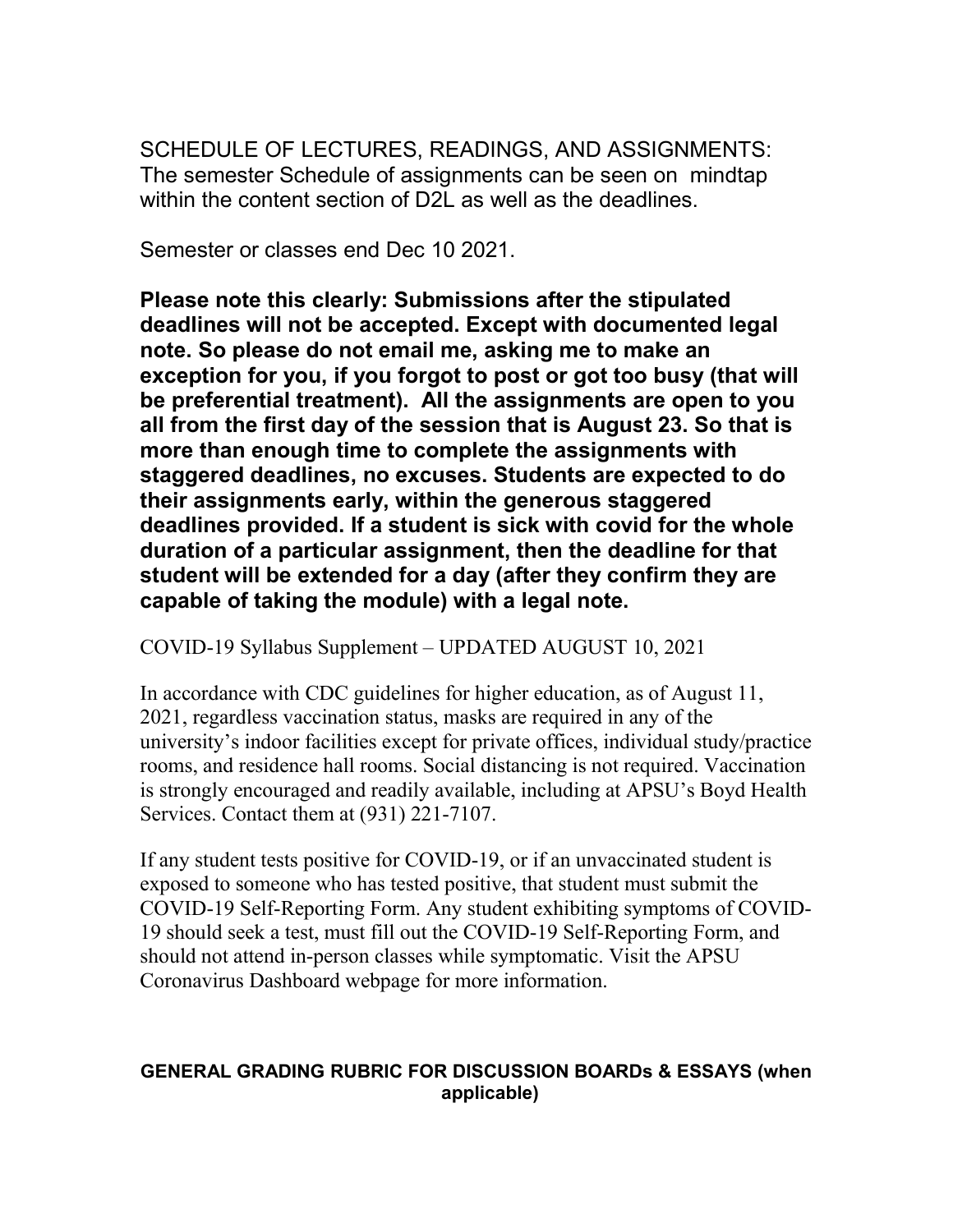SCHEDULE OF LECTURES, READINGS, AND ASSIGNMENTS: The semester Schedule of assignments can be seen on mindtap within the content section of D2L as well as the deadlines.

Semester or classes end Dec 10 2021.

**Please note this clearly: Submissions after the stipulated deadlines will not be accepted. Except with documented legal note. So please do not email me, asking me to make an exception for you, if you forgot to post or got too busy (that will be preferential treatment). All the assignments are open to you all from the first day of the session that is August 23. So that is more than enough time to complete the assignments with staggered deadlines, no excuses. Students are expected to do their assignments early, within the generous staggered deadlines provided. If a student is sick with covid for the whole duration of a particular assignment, then the deadline for that student will be extended for a day (after they confirm they are capable of taking the module) with a legal note.**

COVID-19 Syllabus Supplement – UPDATED AUGUST 10, 2021

In accordance with CDC guidelines for higher education, as of August 11, 2021, regardless vaccination status, masks are required in any of the university's indoor facilities except for private offices, individual study/practice rooms, and residence hall rooms. Social distancing is not required. Vaccination is strongly encouraged and readily available, including at APSU's Boyd Health Services. Contact them at (931) 221-7107.

If any student tests positive for COVID-19, or if an unvaccinated student is exposed to someone who has tested positive, that student must submit the COVID-19 Self-Reporting Form. Any student exhibiting symptoms of COVID-19 should seek a test, must fill out the COVID-19 Self-Reporting Form, and should not attend in-person classes while symptomatic. Visit the APSU Coronavirus Dashboard webpage for more information.

**GENERAL GRADING RUBRIC FOR DISCUSSION BOARDs & ESSAYS (when applicable)**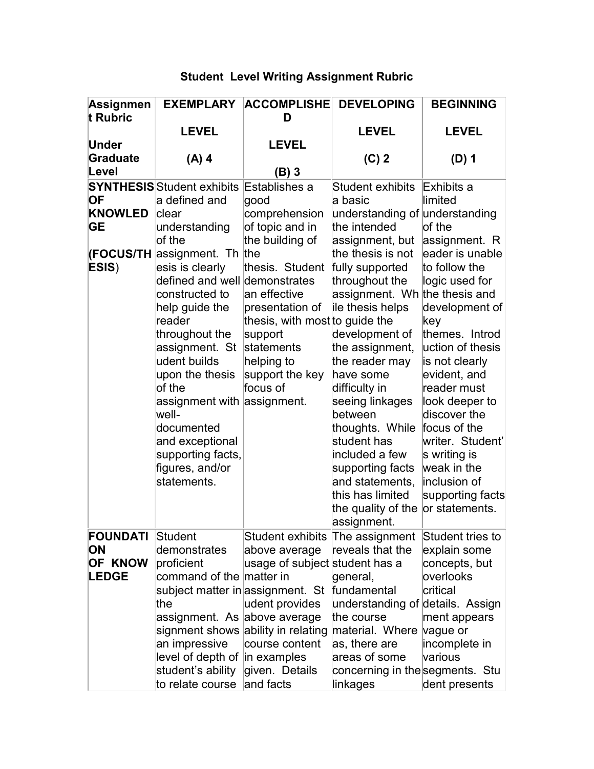## Student Level Writing Assignment Rubric

| Assignment Rubric<br><br>Under Graduate Level | EXEMPLARY<br><br>LEVEL<br><br>(A) 4 | ACCOMPLISHED<br><br>LEVEL<br><br>(B) 3 | DEVELOPING<br><br>LEVEL<br><br>(C) 2 | BEGINNING<br><br>LEVEL<br><br>(D) 1 |
|---|---|---|---|---|
| **SYNTHESIS OF KNOWLEDGE**<br><br>**(FOCUS/THESIS)** | Student exhibits a defined and clear understanding of the assignment. Thesis is clearly defined and well constructed to help guide the reader throughout the assignment. Student builds upon the thesis of the assignment with well-documented and exceptional supporting facts, figures, and/or statements. | Establishes a good comprehension of topic and in the building of the thesis. Student demonstrates an effective presentation of thesis, with most support statements helping to support the key focus of assignment. | Student exhibits a basic understanding of the intended assignment, but the thesis is not fully supported throughout the assignment. While thesis helps to guide the development of the assignment, the reader may have some difficulty in seeing linkages between thoughts. While student has included a few supporting facts and statements, this has limited the quality of the assignment. | Exhibits a limited understanding of the assignment. Reader is unable to follow the logic used for the thesis and development of key themes. Introduction of thesis is not clearly evident, and reader must look deeper to discover the focus of the writer. Student's writing is weak in the inclusion of supporting facts or statements. |
| **FOUNDATION OF KNOWLEDGE** | Student demonstrates proficient command of the subject matter in the assignment. Assignment shows an impressive level of depth of student's ability to relate course | Student exhibits above average usage of subject matter in assignment. Student provides above average ability in relating course content in examples given. Details and facts | The assignment reveals that the student has a general, fundamental understanding of the course material. Whereas, there are areas of some concerning in the linkages | Student tries to explain some concepts, but overlooks critical details. Assignment appears vague or incomplete in various segments. Student presents |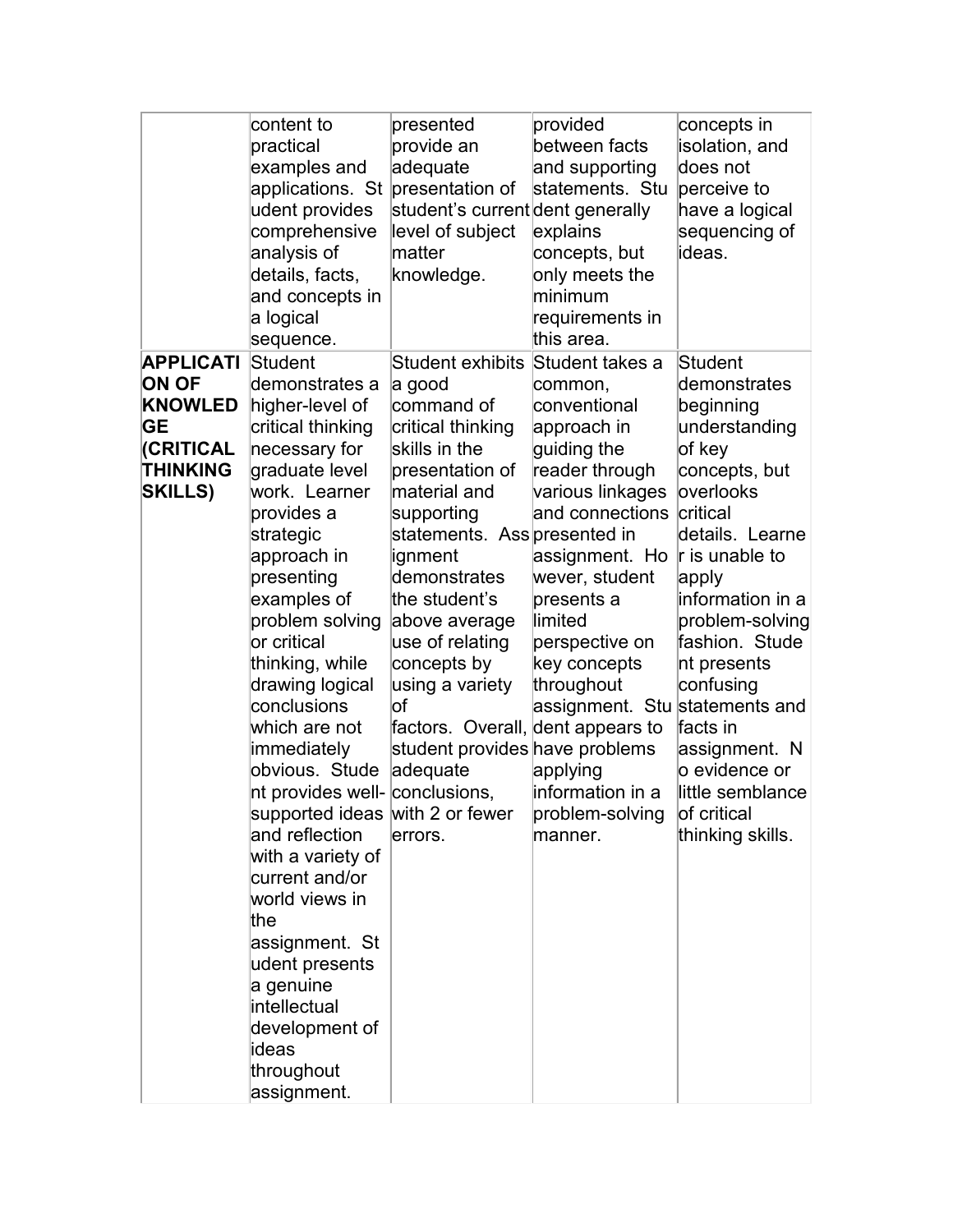| | | | | |
|---|---|---|---|---|
| | content to practical examples and applications. Student provides comprehensive analysis of details, facts, and concepts in a logical sequence. | presented provide an adequate presentation of student's current level of subject matter knowledge. | provided between facts and supporting statements. Student generally explains concepts, but only meets the minimum requirements in this area. | concepts in isolation, and does not perceive to have a logical sequencing of ideas. |
| **APPLICATION OF KNOWLEDGE (CRITICAL THINKING SKILLS)** | Student demonstrates a higher-level of critical thinking necessary for graduate level work. Learner provides a strategic approach in presenting examples of problem solving or critical thinking, while drawing logical conclusions which are not immediately obvious. Student provides well-supported ideas and reflection with a variety of current and/or world views in the assignment. Student presents a genuine intellectual development of ideas throughout assignment. | Student exhibits a good command of critical thinking skills in the presentation of material and supporting statements. Assignment demonstrates the student's above average use of relating concepts by using a variety of factors. Overall, student provides adequate conclusions, with 2 or fewer errors. | Student takes a common, conventional approach in guiding the reader through various linkages and connections presented in assignment. However, student presents a limited perspective on key concepts throughout assignment. Student appears to have problems applying information in a problem-solving manner. | Student demonstrates beginning understanding of key concepts, but overlooks critical details. Learner is unable to apply information in a problem-solving fashion. Student presents confusing statements and facts in assignment. No evidence or little semblance of critical thinking skills. |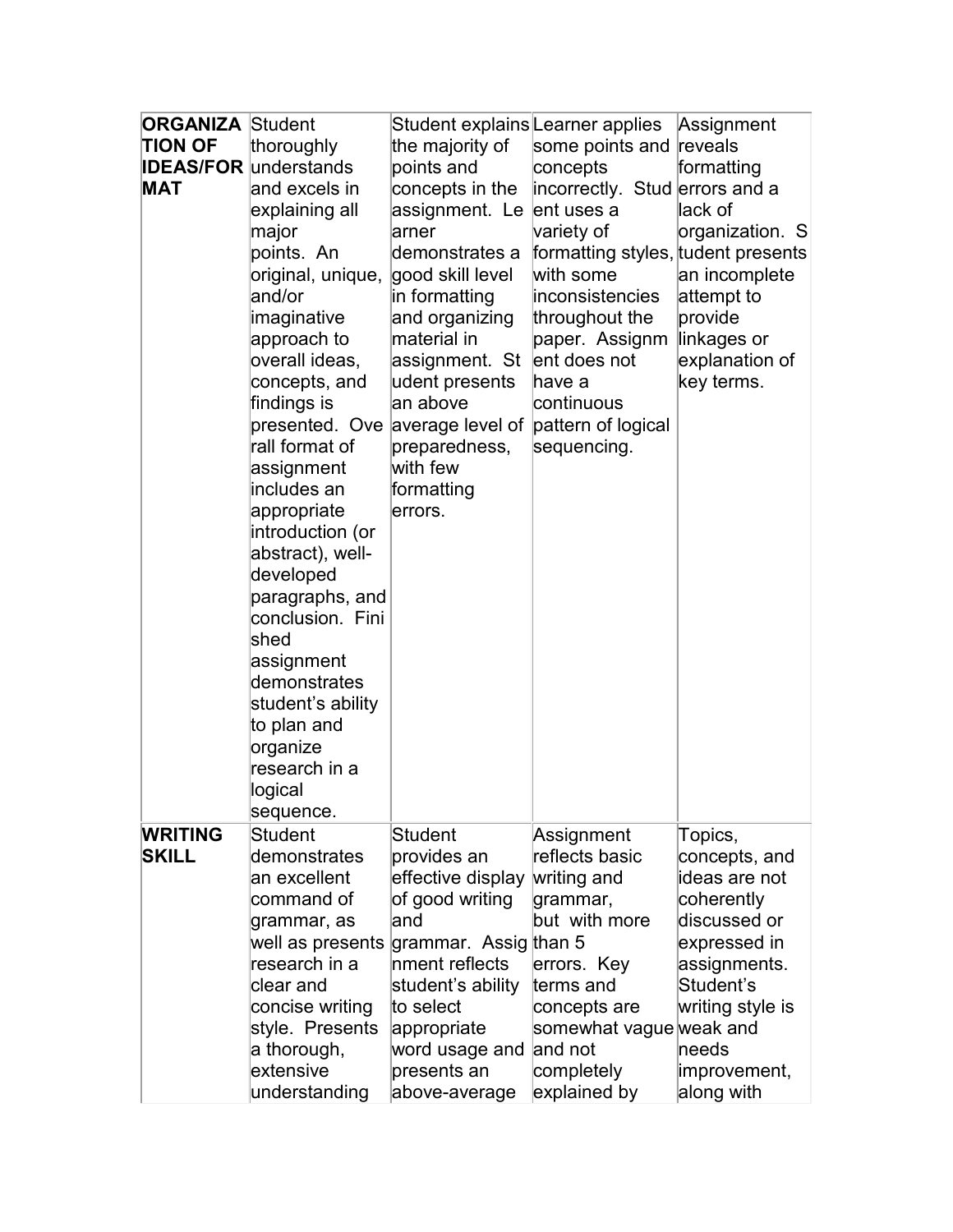| | | | | |
|---|---|---|---|---|
| **ORGANIZATION OF IDEAS/FORMAT** | Student thoroughly understands and excels in explaining all major points. An original, unique, and/or imaginative approach to overall ideas, concepts, and findings is presented. Overall format of assignment includes an appropriate introduction (or abstract), well-developed paragraphs, and conclusion. Finished assignment demonstrates student's ability to plan and organize research in a logical sequence. | Student explains the majority of points and concepts in the assignment. Learner demonstrates a good skill level in formatting and organizing material in assignment. Student presents an above average level of preparedness, with few formatting errors. | Learner applies some points and concepts incorrectly. Student uses a variety of formatting styles, with some inconsistencies throughout the paper. Assignment does not have a continuous pattern of logical sequencing. | Assignment reveals formatting errors and a lack of organization. Student presents an incomplete attempt to provide linkages or explanation of key terms. |
| **WRITING SKILL** | Student demonstrates an excellent command of grammar, as well as presents research in a clear and concise writing style. Presents a thorough, extensive understanding | Student provides an effective display of good writing and grammar. Assignment reflects student's ability to select appropriate word usage and presents an above-average | Assignment reflects basic writing and grammar, but with more than 5 errors. Key terms and concepts are somewhat vague and not completely explained by | Topics, concepts, and ideas are not coherently discussed or expressed in assignments. Student's writing style is weak and needs improvement, along with |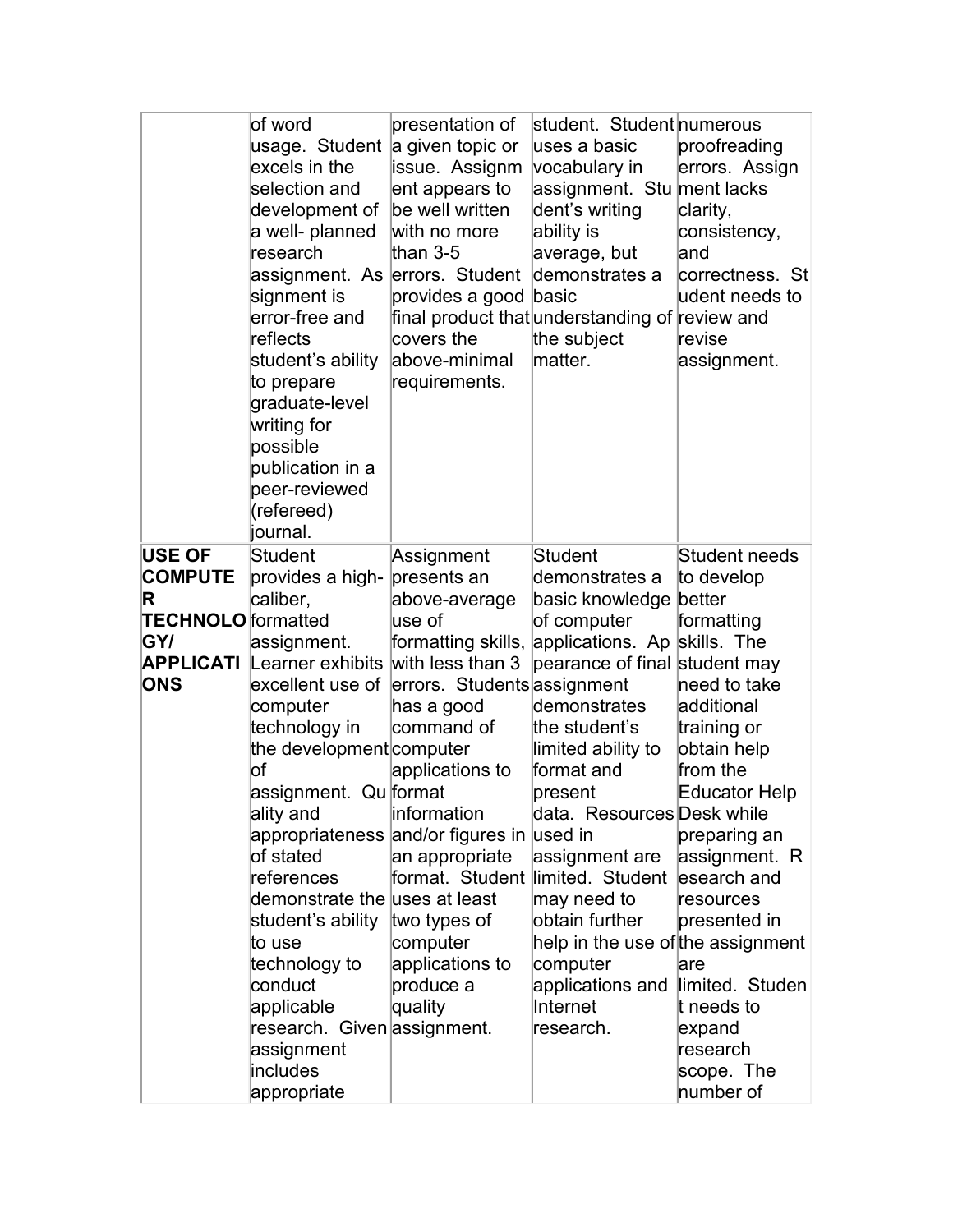| | | | | |
|---|---|---|---|---|
| | of word usage. Student excels in the selection and development of a well- planned research assignment. Assignment is error-free and reflects student's ability to prepare graduate-level writing for possible publication in a peer-reviewed (refereed) journal. | presentation of a given topic or issue. Assignment appears to be well written with no more than 3-5 errors. Student provides a good final product that covers the above-minimal requirements. | student. Student uses a basic vocabulary in assignment. Student's writing ability is average, but demonstrates a basic understanding of the subject matter. | numerous proofreading errors. Assignment lacks clarity, consistency, and correctness. Student needs to review and revise assignment. |
| **USE OF COMPUTER TECHNOLOGY/ APPLICATIONS** | Student provides a high-caliber, formatted assignment. Learner exhibits excellent use of computer technology in the development of assignment. Quality and appropriateness of stated references demonstrate the student's ability to use technology to conduct applicable research. Given assignment includes appropriate | Assignment presents an above-average use of formatting skills, with less than 3 errors. Students has a good command of computer applications to format information and/or figures in an appropriate format. Student uses at least two types of computer applications to produce a quality assignment. | Student demonstrates a basic knowledge of computer applications. Appearance of final assignment demonstrates the student's limited ability to format and present data. Resources used in assignment are limited. Student may need to obtain further help in the use of computer applications and Internet research. | Student needs to develop better formatting skills. The student may need to take additional training or obtain help from the Educator Help Desk while preparing an assignment. Research and resources presented in the assignment are limited. Student needs to expand research scope. The number of |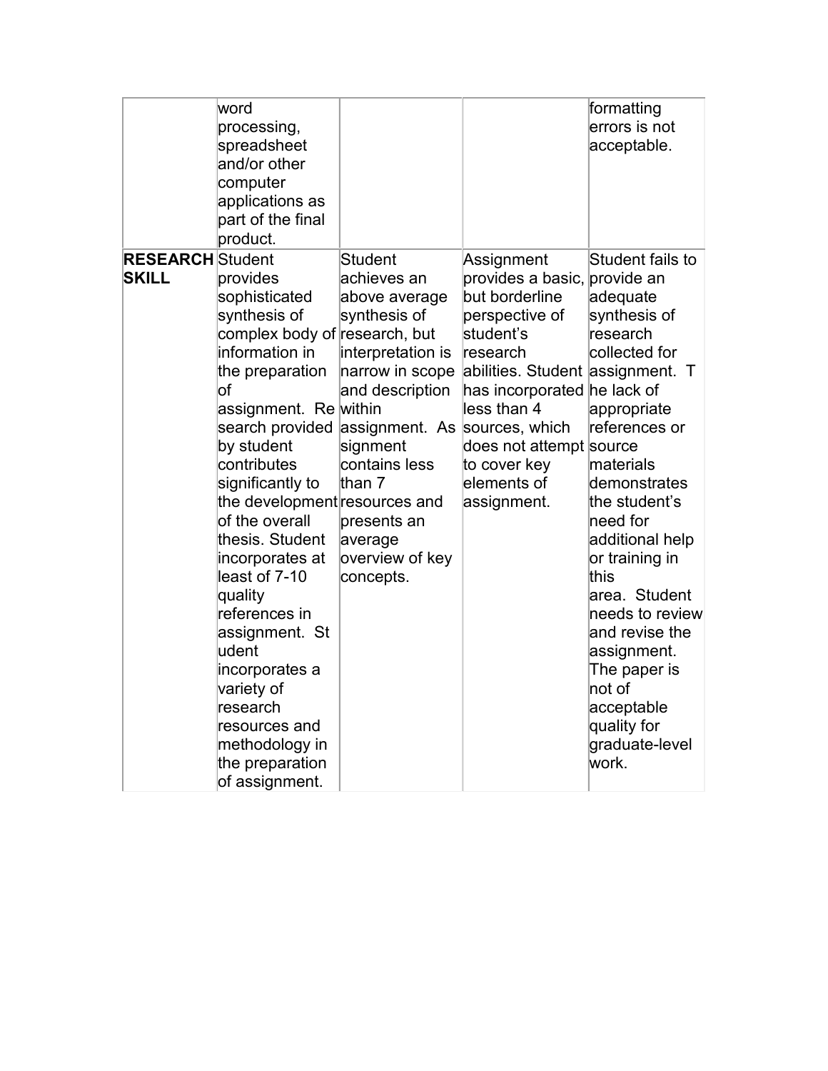| | | | | |
|---|---|---|---|---|
| | word processing, spreadsheet and/or other computer applications as part of the final product. | | | formatting errors is not acceptable. |
| **RESEARCH SKILL** | Student provides sophisticated synthesis of complex body of information in the preparation of assignment. Research provided by student contributes significantly to the development of the overall thesis. Student incorporates at least of 7-10 quality references in assignment. Student incorporates a variety of research resources and methodology in the preparation of assignment. | Student achieves an above average synthesis of research, but interpretation is narrow in scope and description within assignment. Assignment contains less than 7 resources and presents an average overview of key concepts. | Assignment provides a basic, but borderline perspective of student's research abilities. Student has incorporated less than 4 sources, which does not attempt to cover key elements of assignment. | Student fails to provide an adequate synthesis of research collected for assignment. The lack of appropriate references or source materials demonstrates the student's need for additional help or training in this area. Student needs to review and revise the assignment. The paper is not of acceptable quality for graduate-level work. |